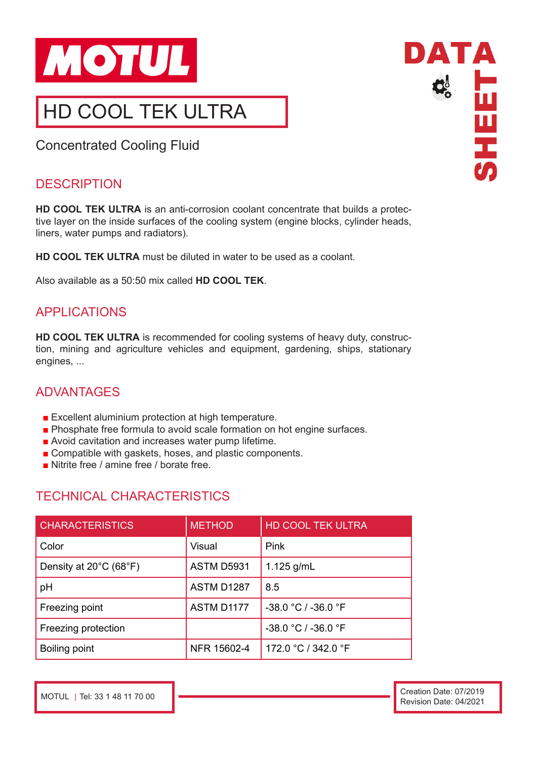MOTUL

DATA SHEET

# HD COOL TEK ULTRA

Concentrated Cooling Fluid

## DESCRIPTION

**HD COOL TEK ULTRA** is an anti-corrosion coolant concentrate that builds a protective layer on the inside surfaces of the cooling system (engine blocks, cylinder heads, liners, water pumps and radiators).

**HD COOL TEK ULTRA** must be diluted in water to be used as a coolant.

Also available as a 50:50 mix called **HD COOL TEK**.

## APPLICATIONS

**HD COOL TEK ULTRA** is recommended for cooling systems of heavy duty, construction, mining and agriculture vehicles and equipment, gardening, ships, stationary engines, ...

## ADVANTAGES

- Excellent aluminium protection at high temperature.
- Phosphate free formula to avoid scale formation on hot engine surfaces.
- Avoid cavitation and increases water pump lifetime.
- Compatible with gaskets, hoses, and plastic components.
- Nitrite free / amine free / borate free.

## TECHNICAL CHARACTERISTICS

| CHARACTERISTICS | METHOD | HD COOL TEK ULTRA |
|---|---|---|
| Color | Visual | Pink |
| Density at 20°C (68°F) | ASTM D5931 | 1.125 g/mL |
| pH | ASTM D1287 | 8.5 |
| Freezing point | ASTM D1177 | -38.0 °C / -36.0 °F |
| Freezing protection | | -38.0 °C / -36.0 °F |
| Boiling point | NFR 15602-4 | 172.0 °C / 342.0 °F |

MOTUL | Tel: 33 1 48 11 70 00

Creation Date: 07/2019
Revision Date: 04/2021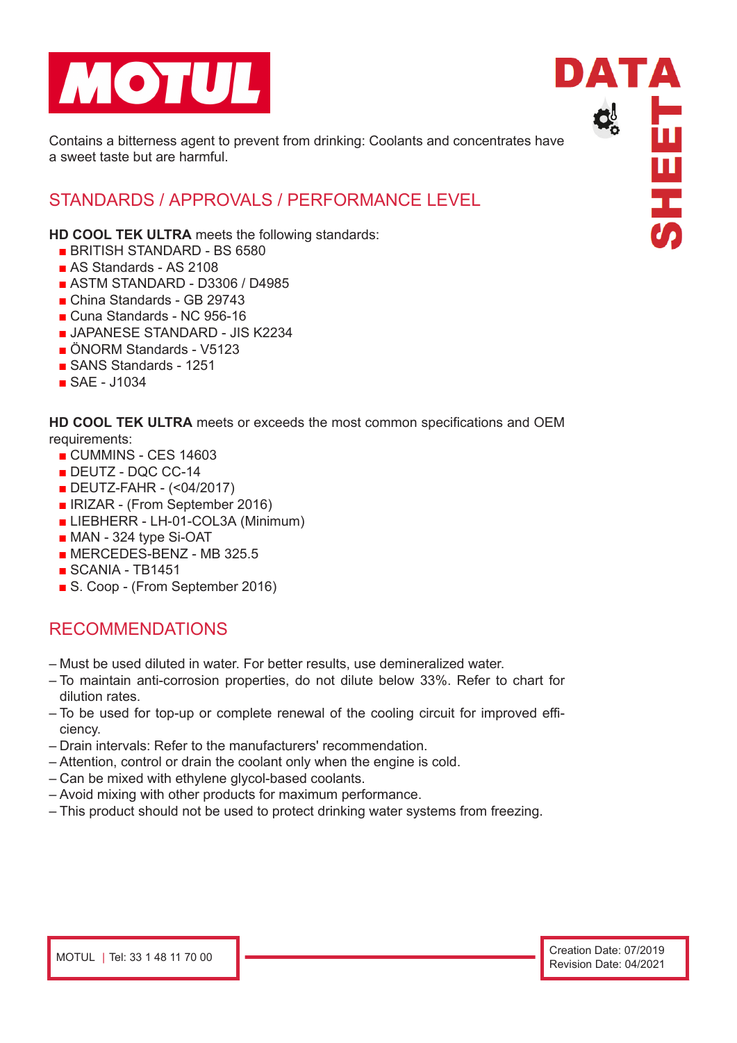Contains a bitterness agent to prevent from drinking: Coolants and concentrates have a sweet taste but are harmful.

## STANDARDS / APPROVALS / PERFORMANCE LEVEL

**HD COOL TEK ULTRA** meets the following standards:

- BRITISH STANDARD - BS 6580
- AS Standards - AS 2108
- ASTM STANDARD - D3306 / D4985
- China Standards - GB 29743
- Cuna Standards - NC 956-16
- JAPANESE STANDARD - JIS K2234
- ÖNORM Standards - V5123
- SANS Standards - 1251
- SAE - J1034

**HD COOL TEK ULTRA** meets or exceeds the most common specifications and OEM requirements:

- CUMMINS - CES 14603
- DEUTZ - DQC CC-14
- DEUTZ-FAHR - (<04/2017)
- IRIZAR - (From September 2016)
- LIEBHERR - LH-01-COL3A (Minimum)
- MAN - 324 type Si-OAT
- MERCEDES-BENZ - MB 325.5
- SCANIA - TB1451
- S. Coop - (From September 2016)

## RECOMMENDATIONS

- Must be used diluted in water. For better results, use demineralized water.
- To maintain anti-corrosion properties, do not dilute below 33%. Refer to chart for dilution rates.
- To be used for top-up or complete renewal of the cooling circuit for improved efficiency.
- Drain intervals: Refer to the manufacturers' recommendation.
- Attention, control or drain the coolant only when the engine is cold.
- Can be mixed with ethylene glycol-based coolants.
- Avoid mixing with other products for maximum performance.
- This product should not be used to protect drinking water systems from freezing.

MOTUL | Tel: 33 1 48 11 70 00

Creation Date: 07/2019
Revision Date: 04/2021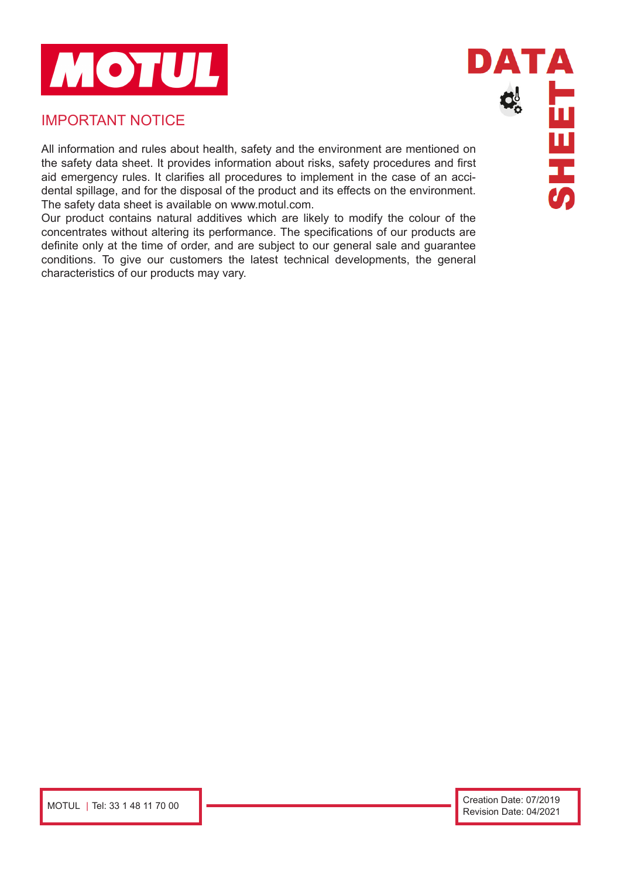## IMPORTANT NOTICE

All information and rules about health, safety and the environment are mentioned on the safety data sheet. It provides information about risks, safety procedures and first aid emergency rules. It clarifies all procedures to implement in the case of an accidental spillage, and for the disposal of the product and its effects on the environment. The safety data sheet is available on www.motul.com.

Our product contains natural additives which are likely to modify the colour of the concentrates without altering its performance. The specifications of our products are definite only at the time of order, and are subject to our general sale and guarantee conditions. To give our customers the latest technical developments, the general characteristics of our products may vary.